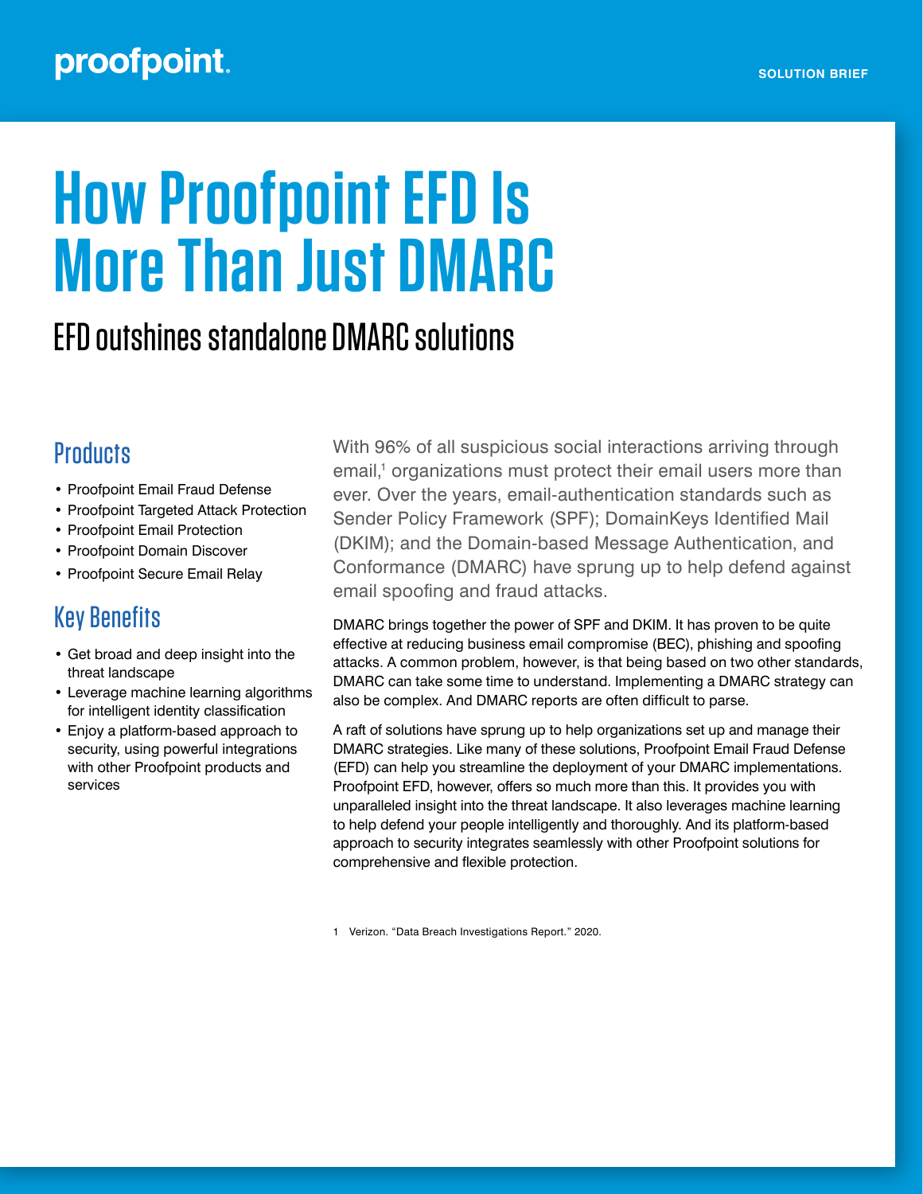**SOLUTION BRIEF**

# How Proofpoint EFD Is More Than Just DMARC

## EFD outshines standalone DMARC solutions

### Products

- Proofpoint Email Fraud Defense
- Proofpoint Targeted Attack Protection
- Proofpoint Email Protection
- Proofpoint Domain Discover
- Proofpoint Secure Email Relay

### Key Benefits

- Get broad and deep insight into the threat landscape
- Leverage machine learning algorithms for intelligent identity classification
- Enjoy a platform-based approach to security, using powerful integrations with other Proofpoint products and services

With 96% of all suspicious social interactions arriving through email,[1] organizations must protect their email users more than ever. Over the years, email-authentication standards such as Sender Policy Framework (SPF); DomainKeys Identified Mail (DKIM); and the Domain-based Message Authentication, and Conformance (DMARC) have sprung up to help defend against email spoofing and fraud attacks.

DMARC brings together the power of SPF and DKIM. It has proven to be quite effective at reducing business email compromise (BEC), phishing and spoofing attacks. A common problem, however, is that being based on two other standards, DMARC can take some time to understand. Implementing a DMARC strategy can also be complex. And DMARC reports are often difficult to parse.

A raft of solutions have sprung up to help organizations set up and manage their DMARC strategies. Like many of these solutions, Proofpoint Email Fraud Defense (EFD) can help you streamline the deployment of your DMARC implementations. Proofpoint EFD, however, offers so much more than this. It provides you with unparalleled insight into the threat landscape. It also leverages machine learning to help defend your people intelligently and thoroughly. And its platform-based approach to security integrates seamlessly with other Proofpoint solutions for comprehensive and flexible protection.

1 Verizon. "Data Breach Investigations Report." 2020.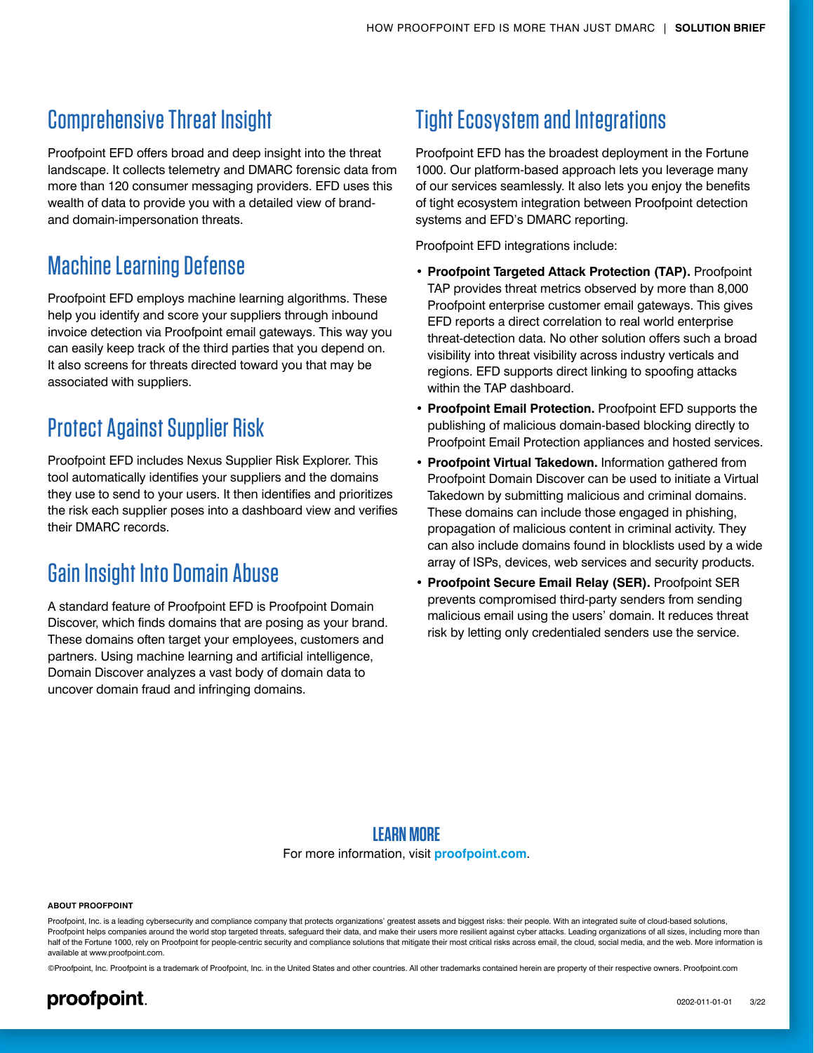## Comprehensive Threat Insight

Proofpoint EFD offers broad and deep insight into the threat landscape. It collects telemetry and DMARC forensic data from more than 120 consumer messaging providers. EFD uses this wealth of data to provide you with a detailed view of brand- and domain-impersonation threats.

## Machine Learning Defense

Proofpoint EFD employs machine learning algorithms. These help you identify and score your suppliers through inbound invoice detection via Proofpoint email gateways. This way you can easily keep track of the third parties that you depend on. It also screens for threats directed toward you that may be associated with suppliers.

## Protect Against Supplier Risk

Proofpoint EFD includes Nexus Supplier Risk Explorer. This tool automatically identifies your suppliers and the domains they use to send to your users. It then identifies and prioritizes the risk each supplier poses into a dashboard view and verifies their DMARC records.

## Gain Insight Into Domain Abuse

A standard feature of Proofpoint EFD is Proofpoint Domain Discover, which finds domains that are posing as your brand. These domains often target your employees, customers and partners. Using machine learning and artificial intelligence, Domain Discover analyzes a vast body of domain data to uncover domain fraud and infringing domains.

## Tight Ecosystem and Integrations

Proofpoint EFD has the broadest deployment in the Fortune 1000. Our platform-based approach lets you leverage many of our services seamlessly. It also lets you enjoy the benefits of tight ecosystem integration between Proofpoint detection systems and EFD's DMARC reporting.

Proofpoint EFD integrations include:

- **Proofpoint Targeted Attack Protection (TAP).** Proofpoint TAP provides threat metrics observed by more than 8,000 Proofpoint enterprise customer email gateways. This gives EFD reports a direct correlation to real world enterprise threat-detection data. No other solution offers such a broad visibility into threat visibility across industry verticals and regions. EFD supports direct linking to spoofing attacks within the TAP dashboard.
- **Proofpoint Email Protection.** Proofpoint EFD supports the publishing of malicious domain-based blocking directly to Proofpoint Email Protection appliances and hosted services.
- **Proofpoint Virtual Takedown.** Information gathered from Proofpoint Domain Discover can be used to initiate a Virtual Takedown by submitting malicious and criminal domains. These domains can include those engaged in phishing, propagation of malicious content in criminal activity. They can also include domains found in blocklists used by a wide array of ISPs, devices, web services and security products.
- **Proofpoint Secure Email Relay (SER).** Proofpoint SER prevents compromised third-party senders from sending malicious email using the users' domain. It reduces threat risk by letting only credentialed senders use the service.

### LEARN MORE

For more information, visit **proofpoint.com**.

**ABOUT PROOFPOINT**

Proofpoint, Inc. is a leading cybersecurity and compliance company that protects organizations' greatest assets and biggest risks: their people. With an integrated suite of cloud-based solutions, Proofpoint helps companies around the world stop targeted threats, safeguard their data, and make their users more resilient against cyber attacks. Leading organizations of all sizes, including more than half of the Fortune 1000, rely on Proofpoint for people-centric security and compliance solutions that mitigate their most critical risks across email, the cloud, social media, and the web. More information is available at www.proofpoint.com.

©Proofpoint, Inc. Proofpoint is a trademark of Proofpoint, Inc. in the United States and other countries. All other trademarks contained herein are property of their respective owners. Proofpoint.com

proofpoint.

0202-011-01-01 3/22